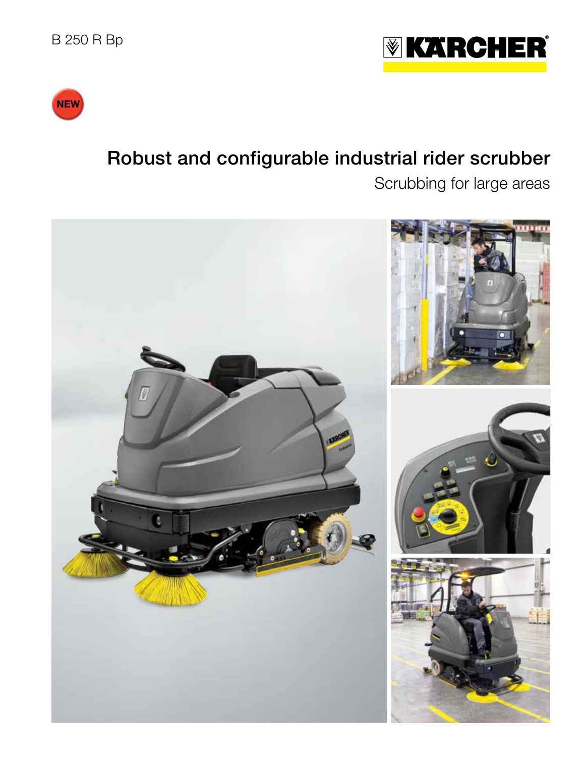B 250 R Bp

NEW

# Robust and configurable industrial rider scrubber

## Scrubbing for large areas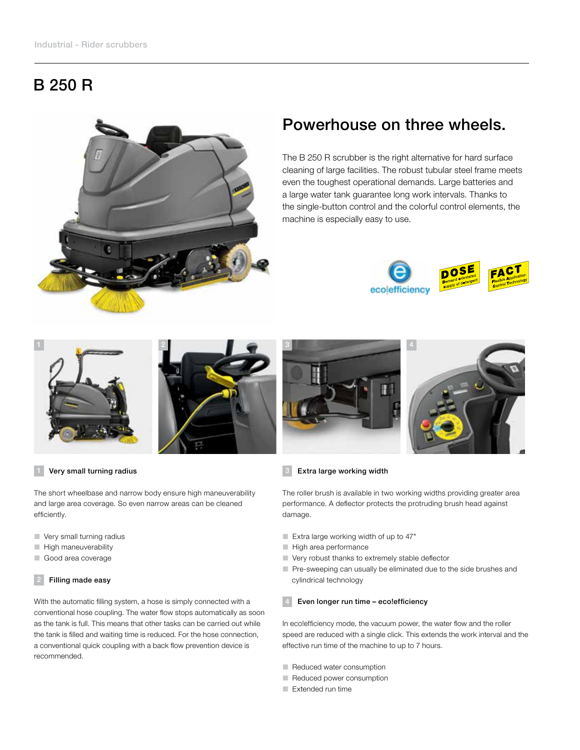Industrial - Rider scrubbers

# B 250 R

## Powerhouse on three wheels.

The B 250 R scrubber is the right alternative for hard surface cleaning of large facilities. The robust tubular steel frame meets even the toughest operational demands. Large batteries and a large water tank guarantee long work intervals. Thanks to the single-button control and the colorful control elements, the machine is especially easy to use.

### 1 Very small turning radius

The short wheelbase and narrow body ensure high maneuverability and large area coverage. So even narrow areas can be cleaned efficiently.

- Very small turning radius
- High maneuverability
- Good area coverage

### 2 Filling made easy

With the automatic filling system, a hose is simply connected with a conventional hose coupling. The water flow stops automatically as soon as the tank is full. This means that other tasks can be carried out while the tank is filled and waiting time is reduced. For the hose connection, a conventional quick coupling with a back flow prevention device is recommended.

### 3 Extra large working width

The roller brush is available in two working widths providing greater area performance. A deflector protects the protruding brush head against damage.

- Extra large working width of up to 47"
- High area performance
- Very robust thanks to extremely stable deflector
- Pre-sweeping can usually be eliminated due to the side brushes and cylindrical technology

### 4 Even longer run time – eco!efficiency

In eco!efficiency mode, the vacuum power, the water flow and the roller speed are reduced with a single click. This extends the work interval and the effective run time of the machine to up to 7 hours.

- Reduced water consumption
- Reduced power consumption
- Extended run time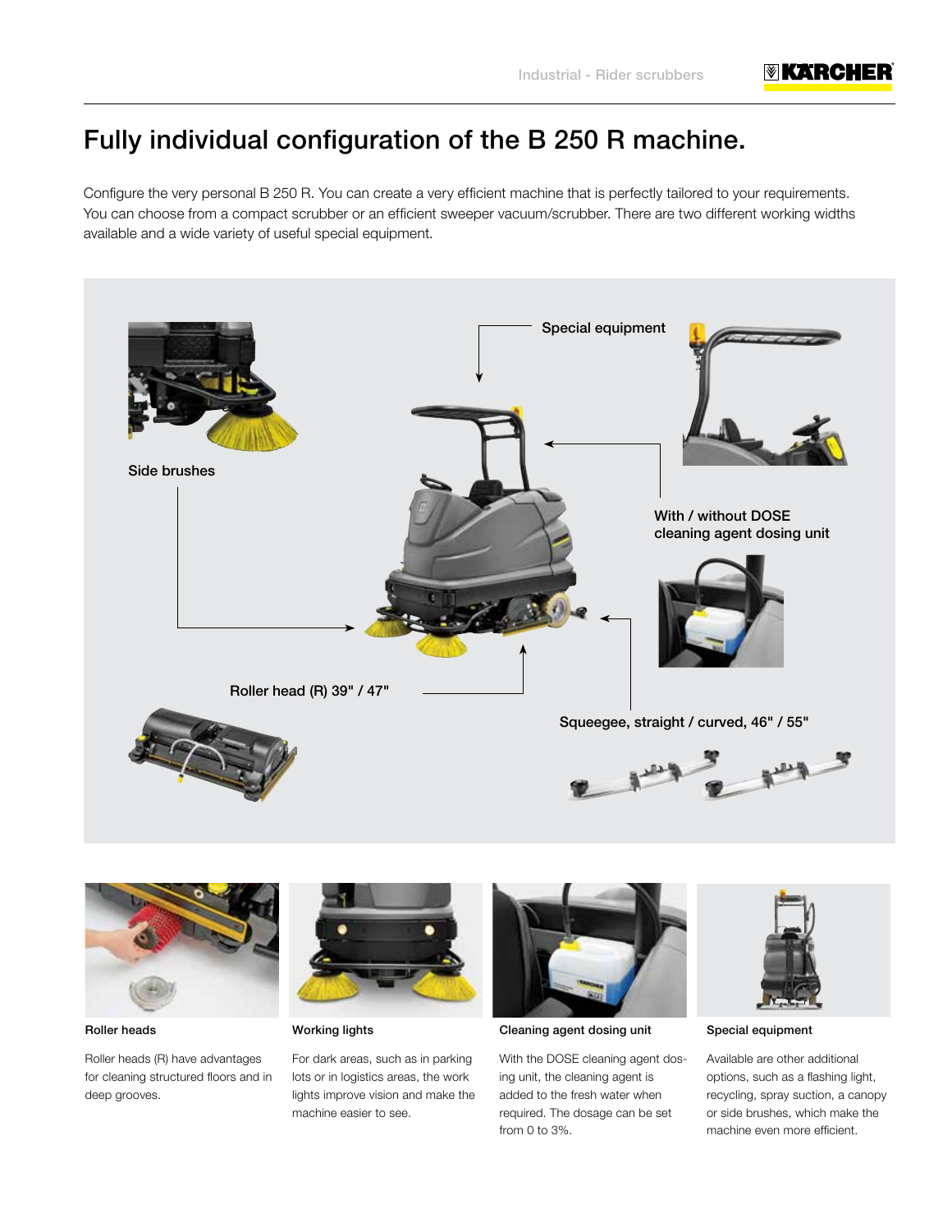# Fully individual configuration of the B 250 R machine.

Configure the very personal B 250 R. You can create a very efficient machine that is perfectly tailored to your requirements. You can choose from a compact scrubber or an efficient sweeper vacuum/scrubber. There are two different working widths available and a wide variety of useful special equipment.

Side brushes

Special equipment

With / without DOSE cleaning agent dosing unit

Roller head (R) 39" / 47"

Squeegee, straight / curved, 46" / 55"

**Roller heads**

Roller heads (R) have advantages for cleaning structured floors and in deep grooves.

**Working lights**

For dark areas, such as in parking lots or in logistics areas, the work lights improve vision and make the machine easier to see.

**Cleaning agent dosing unit**

With the DOSE cleaning agent dosing unit, the cleaning agent is added to the fresh water when required. The dosage can be set from 0 to 3%.

**Special equipment**

Available are other additional options, such as a flashing light, recycling, spray suction, a canopy or side brushes, which make the machine even more efficient.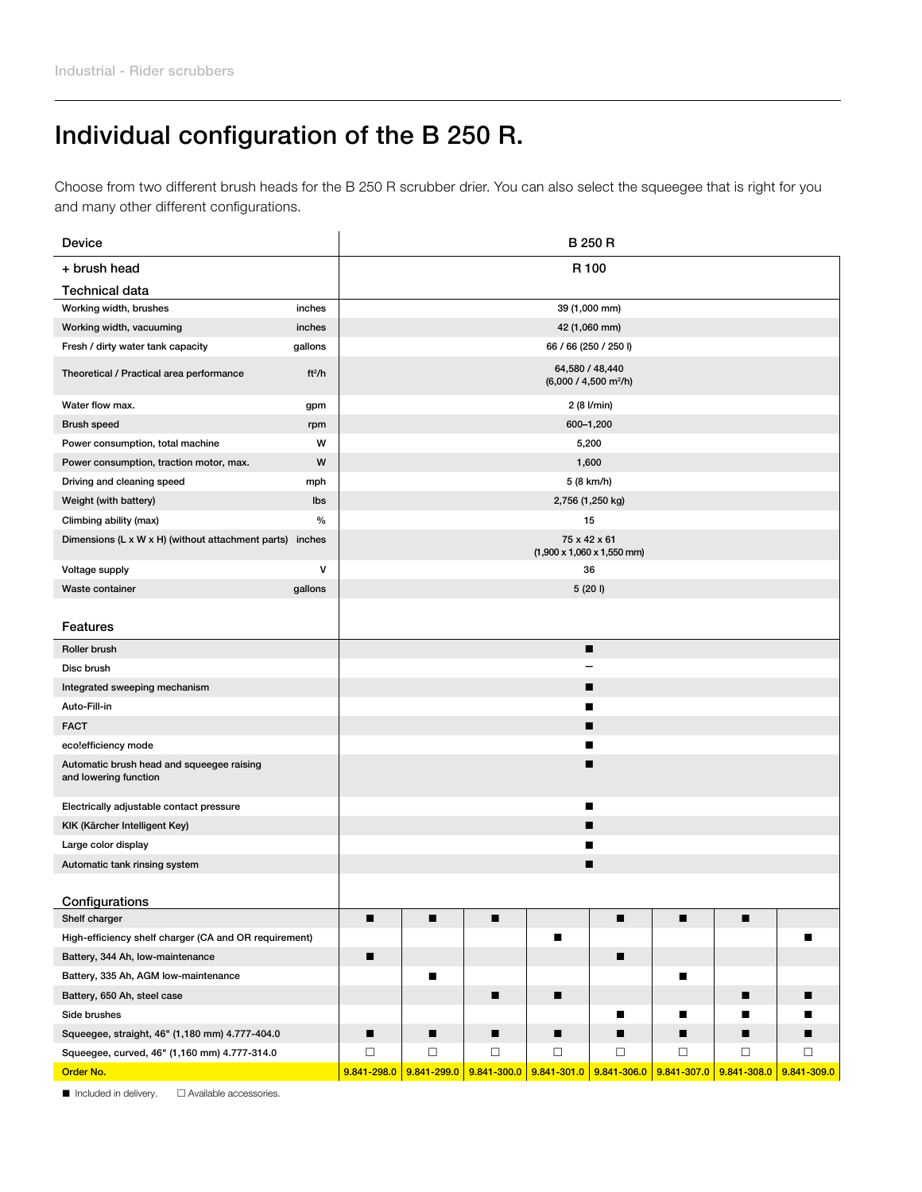# Individual configuration of the B 250 R.

Choose from two different brush heads for the B 250 R scrubber drier. You can also select the squeegee that is right for you and many other different configurations.

| Device | | B 250 R | | | | | | | |
|---|---|---|---|---|---|---|---|---|---|
| + brush head | | R 100 | | | | | | | |
| **Technical data** | | | | | | | | | |
| Working width, brushes | inches | 39 (1,000 mm) | | | | | | | |
| Working width, vacuuming | inches | 42 (1,060 mm) | | | | | | | |
| Fresh / dirty water tank capacity | gallons | 66 / 66 (250 / 250 l) | | | | | | | |
| Theoretical / Practical area performance | ft²/h | 64,580 / 48,440 (6,000 / 4,500 m²/h) | | | | | | | |
| Water flow max. | gpm | 2 (8 l/min) | | | | | | | |
| Brush speed | rpm | 600–1,200 | | | | | | | |
| Power consumption, total machine | W | 5,200 | | | | | | | |
| Power consumption, traction motor, max. | W | 1,600 | | | | | | | |
| Driving and cleaning speed | mph | 5 (8 km/h) | | | | | | | |
| Weight (with battery) | lbs | 2,756 (1,250 kg) | | | | | | | |
| Climbing ability (max) | % | 15 | | | | | | | |
| Dimensions (L x W x H) (without attachment parts) | inches | 75 x 42 x 61 (1,900 x 1,060 x 1,550 mm) | | | | | | | |
| Voltage supply | V | 36 | | | | | | | |
| Waste container | gallons | 5 (20 l) | | | | | | | |
| **Features** | | | | | | | | | |
| Roller brush | | ■ | | | | | | | |
| Disc brush | | – | | | | | | | |
| Integrated sweeping mechanism | | ■ | | | | | | | |
| Auto-Fill-in | | ■ | | | | | | | |
| FACT | | ■ | | | | | | | |
| eco!efficiency mode | | ■ | | | | | | | |
| Automatic brush head and squeegee raising and lowering function | | ■ | | | | | | | |
| Electrically adjustable contact pressure | | ■ | | | | | | | |
| KIK (Kärcher Intelligent Key) | | ■ | | | | | | | |
| Large color display | | ■ | | | | | | | |
| Automatic tank rinsing system | | ■ | | | | | | | |
| **Configurations** | | | | | | | | | |
| Shelf charger | | ■ | ■ | ■ | | ■ | ■ | ■ | |
| High-efficiency shelf charger (CA and OR requirement) | | | | | ■ | | | | ■ |
| Battery, 344 Ah, low-maintenance | | ■ | | | | ■ | | | |
| Battery, 335 Ah, AGM low-maintenance | | | ■ | | | | ■ | | |
| Battery, 650 Ah, steel case | | | | ■ | ■ | | | ■ | ■ |
| Side brushes | | | | | | ■ | ■ | ■ | ■ |
| Squeegee, straight, 46" (1,180 mm) 4.777-404.0 | | ■ | ■ | ■ | ■ | ■ | ■ | ■ | ■ |
| Squeegee, curved, 46" (1,160 mm) 4.777-314.0 | | □ | □ | □ | □ | □ | □ | □ | □ |
| Order No. | | 9.841-298.0 | 9.841-299.0 | 9.841-300.0 | 9.841-301.0 | 9.841-306.0 | 9.841-307.0 | 9.841-308.0 | 9.841-309.0 |

■ Included in delivery. □ Available accessories.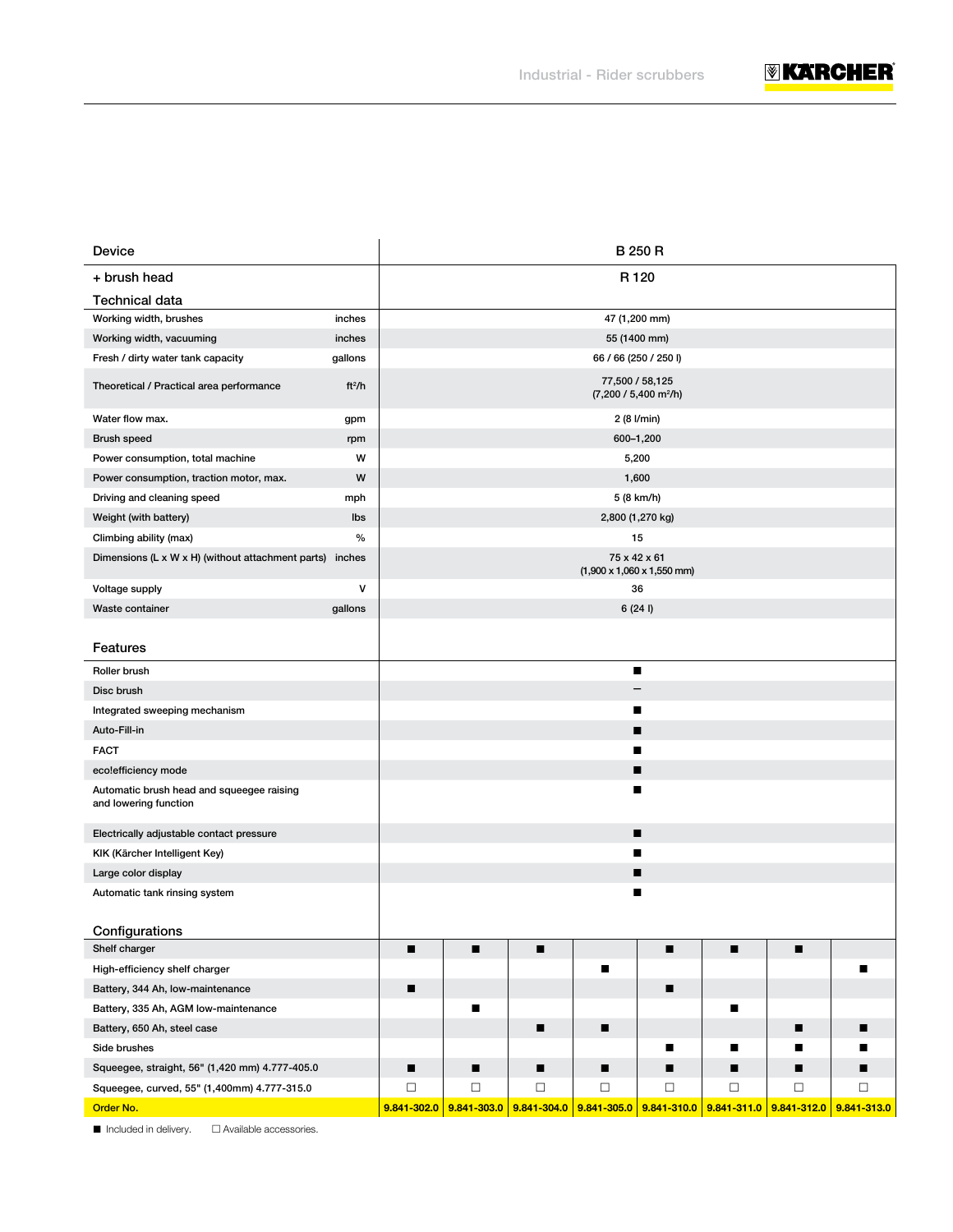| Device | | B 250 R | | | | | | | |
|---|---|---|---|---|---|---|---|---|---|
| + brush head | | R 120 | | | | | | | |
| **Technical data** | | | | | | | | | |
| Working width, brushes | inches | 47 (1,200 mm) | | | | | | | |
| Working width, vacuuming | inches | 55 (1400 mm) | | | | | | | |
| Fresh / dirty water tank capacity | gallons | 66 / 66 (250 / 250 l) | | | | | | | |
| Theoretical / Practical area performance | ft²/h | 77,500 / 58,125 (7,200 / 5,400 m²/h) | | | | | | | |
| Water flow max. | gpm | 2 (8 l/min) | | | | | | | |
| Brush speed | rpm | 600–1,200 | | | | | | | |
| Power consumption, total machine | W | 5,200 | | | | | | | |
| Power consumption, traction motor, max. | W | 1,600 | | | | | | | |
| Driving and cleaning speed | mph | 5 (8 km/h) | | | | | | | |
| Weight (with battery) | lbs | 2,800 (1,270 kg) | | | | | | | |
| Climbing ability (max) | % | 15 | | | | | | | |
| Dimensions (L x W x H) (without attachment parts) | inches | 75 x 42 x 61 (1,900 x 1,060 x 1,550 mm) | | | | | | | |
| Voltage supply | V | 36 | | | | | | | |
| Waste container | gallons | 6 (24 l) | | | | | | | |
| **Features** | | | | | | | | | |
| Roller brush | | ■ | | | | | | | |
| Disc brush | | – | | | | | | | |
| Integrated sweeping mechanism | | ■ | | | | | | | |
| Auto-Fill-in | | ■ | | | | | | | |
| FACT | | ■ | | | | | | | |
| eco!efficiency mode | | ■ | | | | | | | |
| Automatic brush head and squeegee raising and lowering function | | ■ | | | | | | | |
| Electrically adjustable contact pressure | | ■ | | | | | | | |
| KIK (Kärcher Intelligent Key) | | ■ | | | | | | | |
| Large color display | | ■ | | | | | | | |
| Automatic tank rinsing system | | ■ | | | | | | | |
| **Configurations** | | | | | | | | | |
| Shelf charger | | ■ | ■ | ■ | | ■ | ■ | ■ | |
| High-efficiency shelf charger | | | | | ■ | | | | ■ |
| Battery, 344 Ah, low-maintenance | | ■ | | | | ■ | | | |
| Battery, 335 Ah, AGM low-maintenance | | | ■ | | | | ■ | | |
| Battery, 650 Ah, steel case | | | | ■ | ■ | | | ■ | ■ |
| Side brushes | | | | | | ■ | ■ | ■ | ■ |
| Squeegee, straight, 56" (1,420 mm) 4.777-405.0 | | ■ | ■ | ■ | ■ | ■ | ■ | ■ | ■ |
| Squeegee, curved, 55" (1,400mm) 4.777-315.0 | | □ | □ | □ | □ | □ | □ | □ | □ |
| Order No. | | 9.841-302.0 | 9.841-303.0 | 9.841-304.0 | 9.841-305.0 | 9.841-310.0 | 9.841-311.0 | 9.841-312.0 | 9.841-313.0 |

■ Included in delivery. □ Available accessories.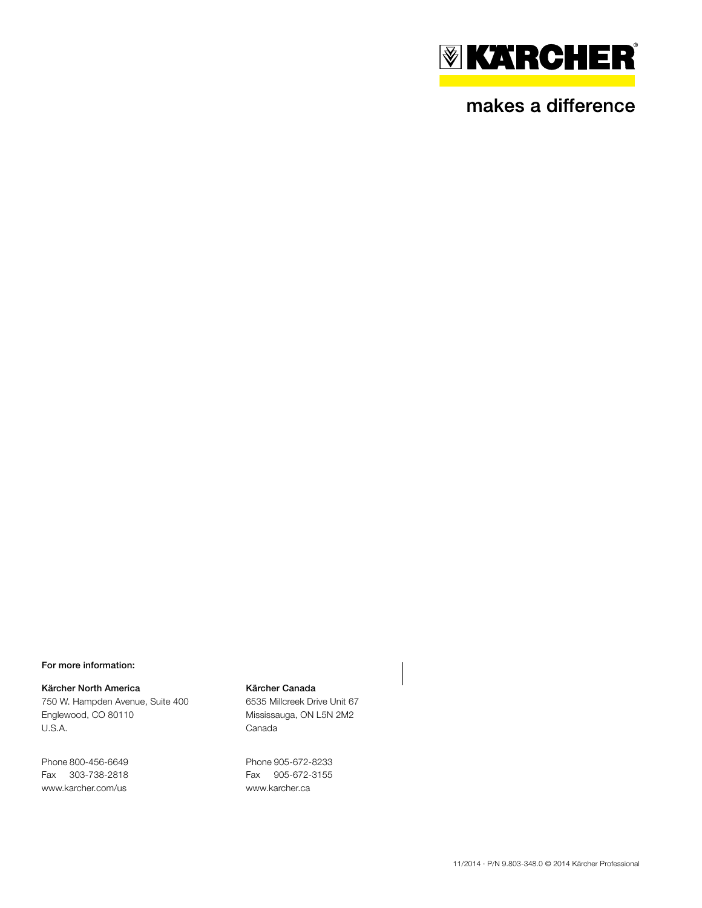KÄRCHER

makes a difference

**For more information:**

**Kärcher North America**
750 W. Hampden Avenue, Suite 400
Englewood, CO 80110
U.S.A.

Phone 800-456-6649
Fax 303-738-2818
www.karcher.com/us

**Kärcher Canada**
6535 Millcreek Drive Unit 67
Mississauga, ON L5N 2M2
Canada

Phone 905-672-8233
Fax 905-672-3155
www.karcher.ca

11/2014 · P/N 9.803-348.0 © 2014 Kärcher Professional